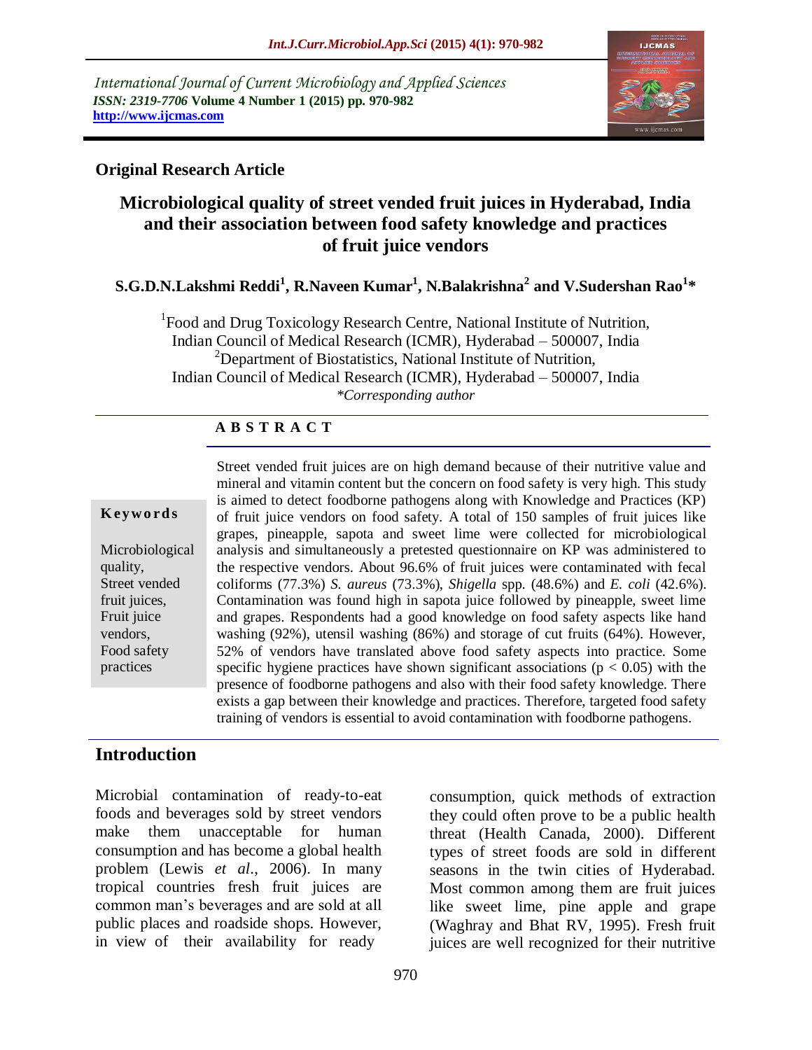International Journal of Current Microbiology and Applied Sciences
*ISSN: 2319-7706* **Volume 4 Number 1 (2015) pp. 970-982**
**http://www.ijcmas.com**

**Original Research Article**

# Microbiological quality of street vended fruit juices in Hyderabad, India and their association between food safety knowledge and practices of fruit juice vendors

**S.G.D.N.Lakshmi Reddi[1], R.Naveen Kumar[1], N.Balakrishna[2] and V.Sudershan Rao[1]***

[1]Food and Drug Toxicology Research Centre, National Institute of Nutrition, Indian Council of Medical Research (ICMR), Hyderabad – 500007, India
[2]Department of Biostatistics, National Institute of Nutrition, Indian Council of Medical Research (ICMR), Hyderabad – 500007, India
*\*Corresponding author*

## ABSTRACT

**Keywords**

Microbiological quality, Street vended fruit juices, Fruit juice vendors, Food safety practices

Street vended fruit juices are on high demand because of their nutritive value and mineral and vitamin content but the concern on food safety is very high. This study is aimed to detect foodborne pathogens along with Knowledge and Practices (KP) of fruit juice vendors on food safety. A total of 150 samples of fruit juices like grapes, pineapple, sapota and sweet lime were collected for microbiological analysis and simultaneously a pretested questionnaire on KP was administered to the respective vendors. About 96.6% of fruit juices were contaminated with fecal coliforms (77.3%) *S. aureus* (73.3%), *Shigella* spp. (48.6%) and *E. coli* (42.6%). Contamination was found high in sapota juice followed by pineapple, sweet lime and grapes. Respondents had a good knowledge on food safety aspects like hand washing (92%), utensil washing (86%) and storage of cut fruits (64%). However, 52% of vendors have translated above food safety aspects into practice. Some specific hygiene practices have shown significant associations ($p < 0.05$) with the presence of foodborne pathogens and also with their food safety knowledge. There exists a gap between their knowledge and practices. Therefore, targeted food safety training of vendors is essential to avoid contamination with foodborne pathogens.

## Introduction

Microbial contamination of ready-to-eat foods and beverages sold by street vendors make them unacceptable for human consumption and has become a global health problem (Lewis *et al*., 2006). In many tropical countries fresh fruit juices are common man's beverages and are sold at all public places and roadside shops. However, in view of their availability for ready consumption, quick methods of extraction they could often prove to be a public health threat (Health Canada, 2000). Different types of street foods are sold in different seasons in the twin cities of Hyderabad. Most common among them are fruit juices like sweet lime, pine apple and grape (Waghray and Bhat RV, 1995). Fresh fruit juices are well recognized for their nutritive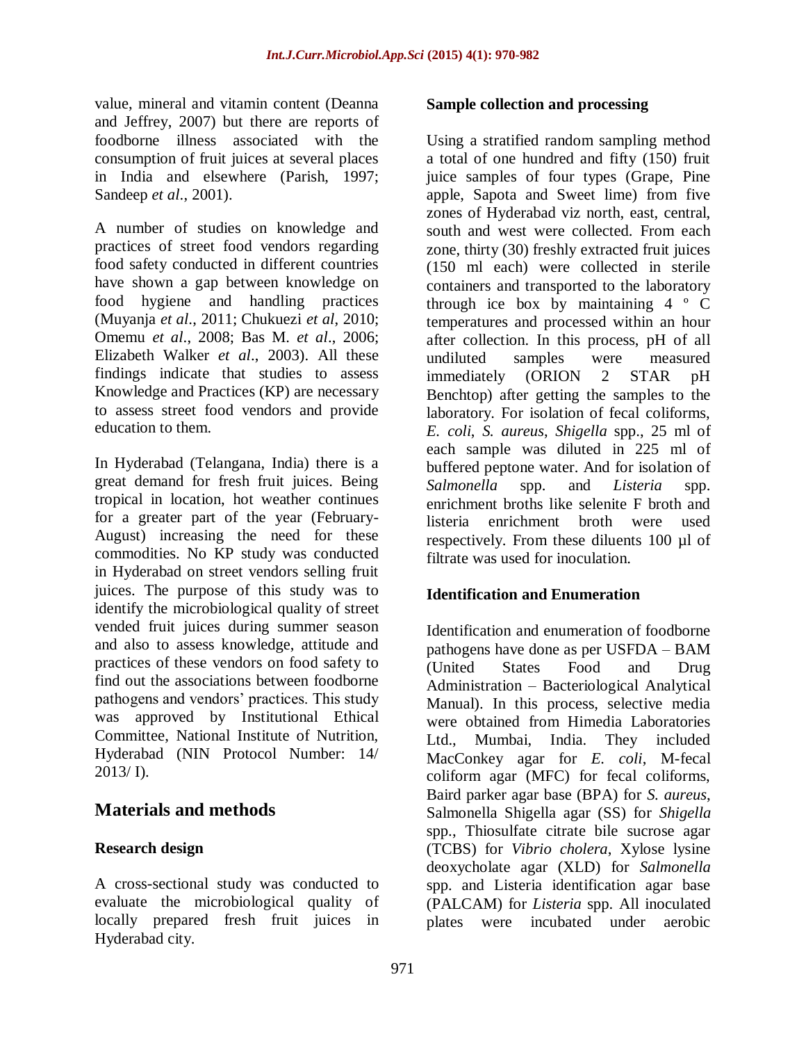value, mineral and vitamin content (Deanna and Jeffrey, 2007) but there are reports of foodborne illness associated with the consumption of fruit juices at several places in India and elsewhere (Parish, 1997; Sandeep *et al*., 2001).

A number of studies on knowledge and practices of street food vendors regarding food safety conducted in different countries have shown a gap between knowledge on food hygiene and handling practices (Muyanja *et al*., 2011; Chukuezi *et al*, 2010; Omemu *et al*., 2008; Bas M. *et al*., 2006; Elizabeth Walker *et al*., 2003). All these findings indicate that studies to assess Knowledge and Practices (KP) are necessary to assess street food vendors and provide education to them.

In Hyderabad (Telangana, India) there is a great demand for fresh fruit juices. Being tropical in location, hot weather continues for a greater part of the year (February-August) increasing the need for these commodities. No KP study was conducted in Hyderabad on street vendors selling fruit juices. The purpose of this study was to identify the microbiological quality of street vended fruit juices during summer season and also to assess knowledge, attitude and practices of these vendors on food safety to find out the associations between foodborne pathogens and vendors' practices. This study was approved by Institutional Ethical Committee, National Institute of Nutrition, Hyderabad (NIN Protocol Number: 14/ 2013/ I).

## Materials and methods

### Research design

A cross-sectional study was conducted to evaluate the microbiological quality of locally prepared fresh fruit juices in Hyderabad city.

### Sample collection and processing

Using a stratified random sampling method a total of one hundred and fifty (150) fruit juice samples of four types (Grape, Pine apple, Sapota and Sweet lime) from five zones of Hyderabad viz north, east, central, south and west were collected. From each zone, thirty (30) freshly extracted fruit juices (150 ml each) were collected in sterile containers and transported to the laboratory through ice box by maintaining 4 º C temperatures and processed within an hour after collection. In this process, pH of all undiluted samples were measured immediately (ORION 2 STAR pH Benchtop) after getting the samples to the laboratory. For isolation of fecal coliforms, *E. coli*, *S. aureus*, *Shigella* spp., 25 ml of each sample was diluted in 225 ml of buffered peptone water. And for isolation of *Salmonella* spp. and *Listeria* spp. enrichment broths like selenite F broth and listeria enrichment broth were used respectively. From these diluents 100 µl of filtrate was used for inoculation.

### Identification and Enumeration

Identification and enumeration of foodborne pathogens have done as per USFDA – BAM (United States Food and Drug Administration – Bacteriological Analytical Manual). In this process, selective media were obtained from Himedia Laboratories Ltd., Mumbai, India. They included MacConkey agar for *E. coli*, M-fecal coliform agar (MFC) for fecal coliforms, Baird parker agar base (BPA) for *S. aureus*, Salmonella Shigella agar (SS) for *Shigella* spp., Thiosulfate citrate bile sucrose agar (TCBS) for *Vibrio cholera*, Xylose lysine deoxycholate agar (XLD) for *Salmonella* spp. and Listeria identification agar base (PALCAM) for *Listeria* spp. All inoculated plates were incubated under aerobic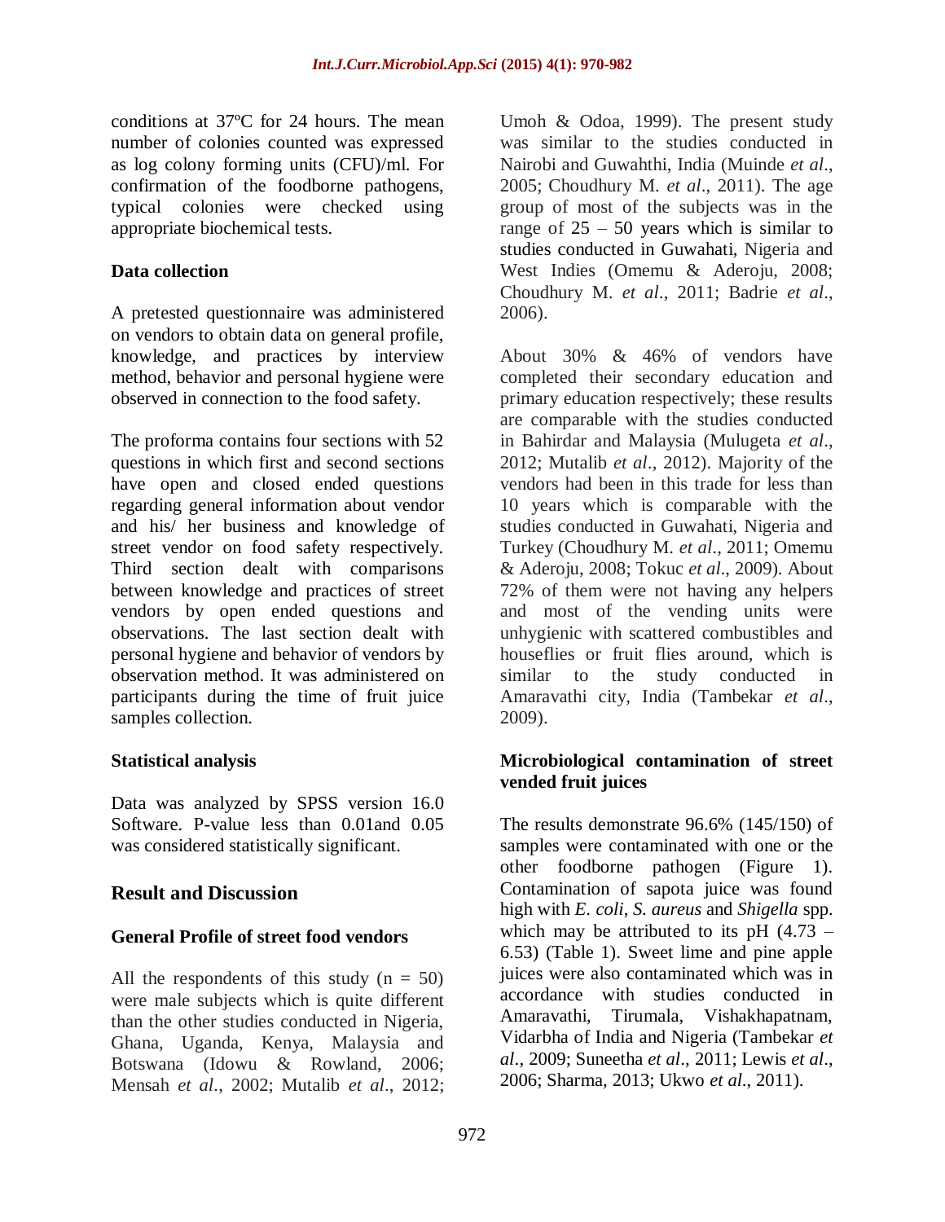conditions at 37ºC for 24 hours. The mean number of colonies counted was expressed as log colony forming units (CFU)/ml. For confirmation of the foodborne pathogens, typical colonies were checked using appropriate biochemical tests.

### Data collection

A pretested questionnaire was administered on vendors to obtain data on general profile, knowledge, and practices by interview method, behavior and personal hygiene were observed in connection to the food safety.

The proforma contains four sections with 52 questions in which first and second sections have open and closed ended questions regarding general information about vendor and his/ her business and knowledge of street vendor on food safety respectively. Third section dealt with comparisons between knowledge and practices of street vendors by open ended questions and observations. The last section dealt with personal hygiene and behavior of vendors by observation method. It was administered on participants during the time of fruit juice samples collection.

### Statistical analysis

Data was analyzed by SPSS version 16.0 Software. P-value less than 0.01and 0.05 was considered statistically significant.

## Result and Discussion

### General Profile of street food vendors

All the respondents of this study (n = 50) were male subjects which is quite different than the other studies conducted in Nigeria, Ghana, Uganda, Kenya, Malaysia and Botswana (Idowu & Rowland, 2006; Mensah *et al*., 2002; Mutalib *et al*., 2012; Umoh & Odoa, 1999). The present study was similar to the studies conducted in Nairobi and Guwahthi, India (Muinde *et al*., 2005; Choudhury M. *et al*., 2011). The age group of most of the subjects was in the range of 25 – 50 years which is similar to studies conducted in Guwahati, Nigeria and West Indies (Omemu & Aderoju, 2008; Choudhury M. *et al*., 2011; Badrie *et al*., 2006).

About 30% & 46% of vendors have completed their secondary education and primary education respectively; these results are comparable with the studies conducted in Bahirdar and Malaysia (Mulugeta *et al*., 2012; Mutalib *et al*., 2012). Majority of the vendors had been in this trade for less than 10 years which is comparable with the studies conducted in Guwahati, Nigeria and Turkey (Choudhury M. *et al*., 2011; Omemu & Aderoju, 2008; Tokuc *et al*., 2009). About 72% of them were not having any helpers and most of the vending units were unhygienic with scattered combustibles and houseflies or fruit flies around, which is similar to the study conducted in Amaravathi city, India (Tambekar *et al*., 2009).

### Microbiological contamination of street vended fruit juices

The results demonstrate 96.6% (145/150) of samples were contaminated with one or the other foodborne pathogen (Figure 1). Contamination of sapota juice was found high with *E. coli*, *S. aureus* and *Shigella* spp. which may be attributed to its pH (4.73 – 6.53) (Table 1). Sweet lime and pine apple juices were also contaminated which was in accordance with studies conducted in Amaravathi, Tirumala, Vishakhapatnam, Vidarbha of India and Nigeria (Tambekar *et al*., 2009; Suneetha *et al*., 2011; Lewis *et al*., 2006; Sharma, 2013; Ukwo *et al*., 2011).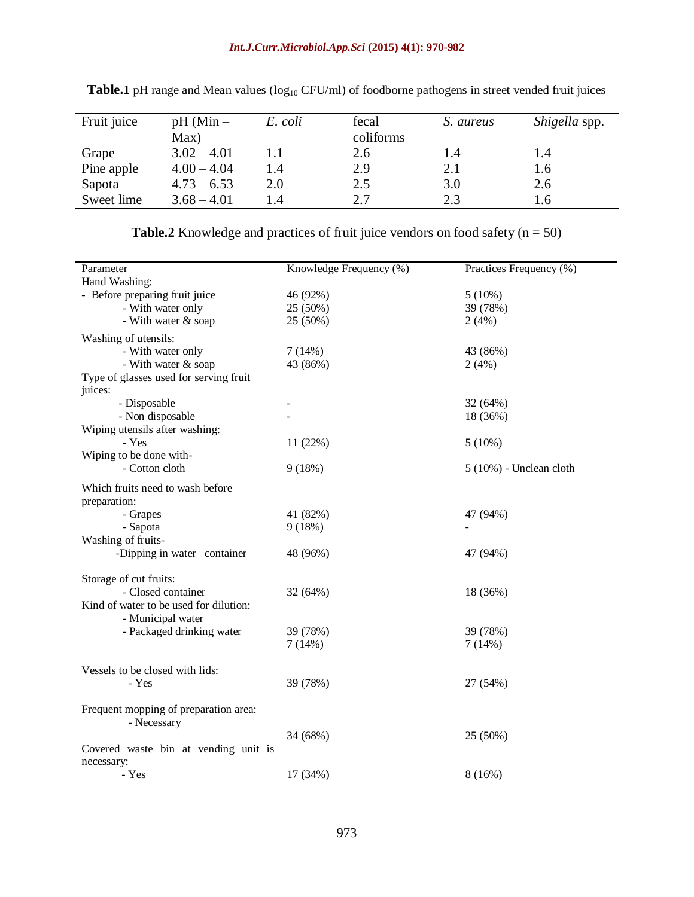**Table.1** pH range and Mean values ($\log_{10}$ CFU/ml) of foodborne pathogens in street vended fruit juices

| Fruit juice | pH (Min – Max) | *E. coli* | fecal coliforms | *S. aureus* | *Shigella* spp. |
|---|---|---|---|---|---|
| Grape | 3.02 – 4.01 | 1.1 | 2.6 | 1.4 | 1.4 |
| Pine apple | 4.00 – 4.04 | 1.4 | 2.9 | 2.1 | 1.6 |
| Sapota | 4.73 – 6.53 | 2.0 | 2.5 | 3.0 | 2.6 |
| Sweet lime | 3.68 – 4.01 | 1.4 | 2.7 | 2.3 | 1.6 |

**Table.2** Knowledge and practices of fruit juice vendors on food safety (n = 50)

| Parameter | Knowledge Frequency (%) | Practices Frequency (%) |
|---|---|---|
| Hand Washing: | | |
| - Before preparing fruit juice | 46 (92%) | 5 (10%) |
| - With water only | 25 (50%) | 39 (78%) |
| - With water & soap | 25 (50%) | 2 (4%) |
| Washing of utensils: | | |
| - With water only | 7 (14%) | 43 (86%) |
| - With water & soap | 43 (86%) | 2 (4%) |
| Type of glasses used for serving fruit juices: | | |
| - Disposable | - | 32 (64%) |
| - Non disposable | - | 18 (36%) |
| Wiping utensils after washing: | | |
| - Yes | 11 (22%) | 5 (10%) |
| Wiping to be done with- | | |
| - Cotton cloth | 9 (18%) | 5 (10%) - Unclean cloth |
| Which fruits need to wash before preparation: | | |
| - Grapes | 41 (82%) | 47 (94%) |
| - Sapota | 9 (18%) | - |
| Washing of fruits- | | |
| -Dipping in water container | 48 (96%) | 47 (94%) |
| Storage of cut fruits: | | |
| - Closed container | 32 (64%) | 18 (36%) |
| Kind of water to be used for dilution: | | |
| - Municipal water | 39 (78%) | 39 (78%) |
| - Packaged drinking water | 7 (14%) | 7 (14%) |
| Vessels to be closed with lids: | | |
| - Yes | 39 (78%) | 27 (54%) |
| Frequent mopping of preparation area: | | |
| - Necessary | 34 (68%) | 25 (50%) |
| Covered waste bin at vending unit is necessary: | | |
| - Yes | 17 (34%) | 8 (16%) |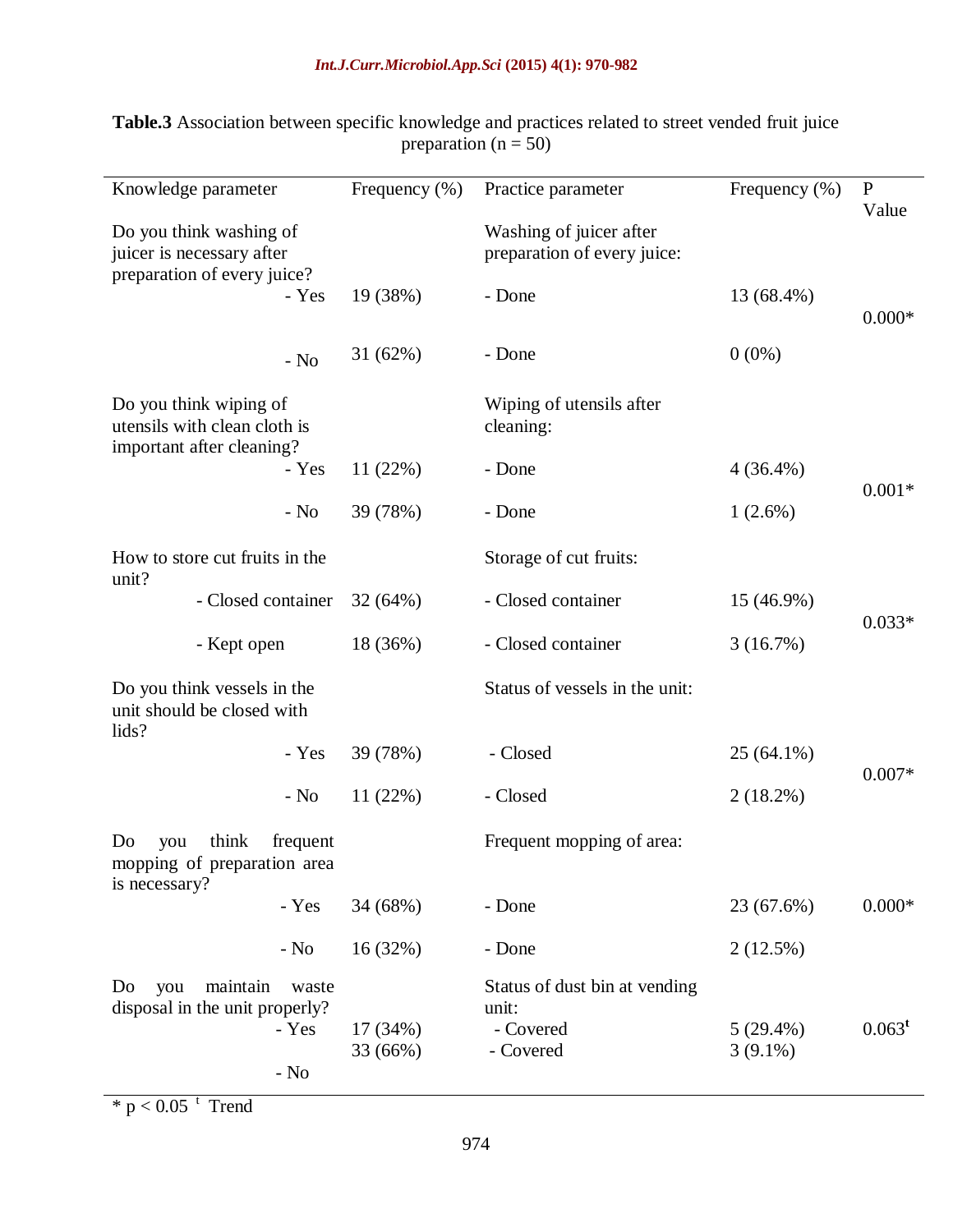**Table.3** Association between specific knowledge and practices related to street vended fruit juice preparation (n = 50)

| Knowledge parameter | Frequency (%) | Practice parameter | Frequency (%) | P Value |
|---|---|---|---|---|
| Do you think washing of juicer is necessary after preparation of every juice? | | Washing of juicer after preparation of every juice: | | |
| - Yes | 19 (38%) | - Done | 13 (68.4%) | 0.000* |
| - No | 31 (62%) | - Done | 0 (0%) | |
| Do you think wiping of utensils with clean cloth is important after cleaning? | | Wiping of utensils after cleaning: | | |
| - Yes | 11 (22%) | - Done | 4 (36.4%) | 0.001* |
| - No | 39 (78%) | - Done | 1 (2.6%) | |
| How to store cut fruits in the unit? | | Storage of cut fruits: | | |
| - Closed container | 32 (64%) | - Closed container | 15 (46.9%) | 0.033* |
| - Kept open | 18 (36%) | - Closed container | 3 (16.7%) | |
| Do you think vessels in the unit should be closed with lids? | | Status of vessels in the unit: | | |
| - Yes | 39 (78%) | - Closed | 25 (64.1%) | 0.007* |
| - No | 11 (22%) | - Closed | 2 (18.2%) | |
| Do you think frequent mopping of preparation area is necessary? | | Frequent mopping of area: | | |
| - Yes | 34 (68%) | - Done | 23 (67.6%) | 0.000* |
| - No | 16 (32%) | - Done | 2 (12.5%) | |
| Do you maintain waste disposal in the unit properly? | | Status of dust bin at vending unit: | | |
| - Yes | 17 (34%) | - Covered | 5 (29.4%) | 0.063[t] |
| - No | 33 (66%) | - Covered | 3 (9.1%) | |

* $p < 0.05$ [t] Trend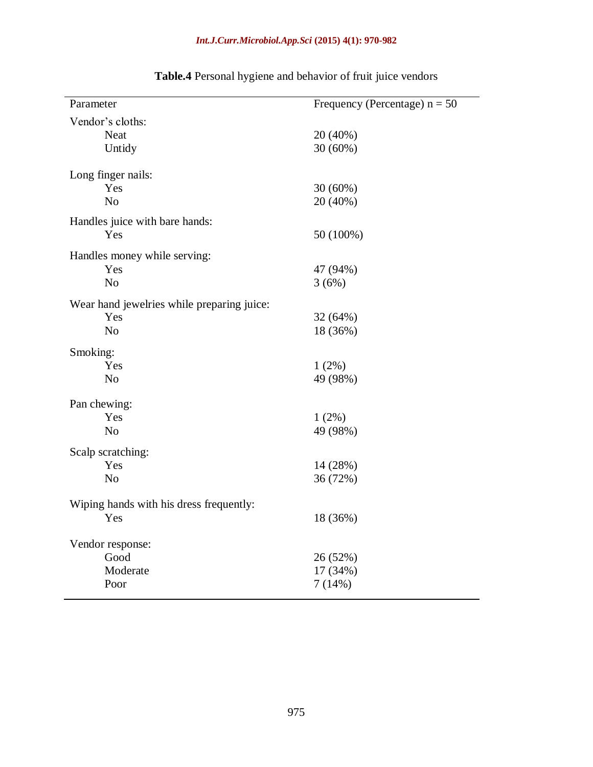**Table.4** Personal hygiene and behavior of fruit juice vendors

| Parameter | Frequency (Percentage) n = 50 |
|---|---|
| Vendor's cloths: | |
| Neat | 20 (40%) |
| Untidy | 30 (60%) |
| Long finger nails: | |
| Yes | 30 (60%) |
| No | 20 (40%) |
| Handles juice with bare hands: | |
| Yes | 50 (100%) |
| Handles money while serving: | |
| Yes | 47 (94%) |
| No | 3 (6%) |
| Wear hand jewelries while preparing juice: | |
| Yes | 32 (64%) |
| No | 18 (36%) |
| Smoking: | |
| Yes | 1 (2%) |
| No | 49 (98%) |
| Pan chewing: | |
| Yes | 1 (2%) |
| No | 49 (98%) |
| Scalp scratching: | |
| Yes | 14 (28%) |
| No | 36 (72%) |
| Wiping hands with his dress frequently: | |
| Yes | 18 (36%) |
| Vendor response: | |
| Good | 26 (52%) |
| Moderate | 17 (34%) |
| Poor | 7 (14%) |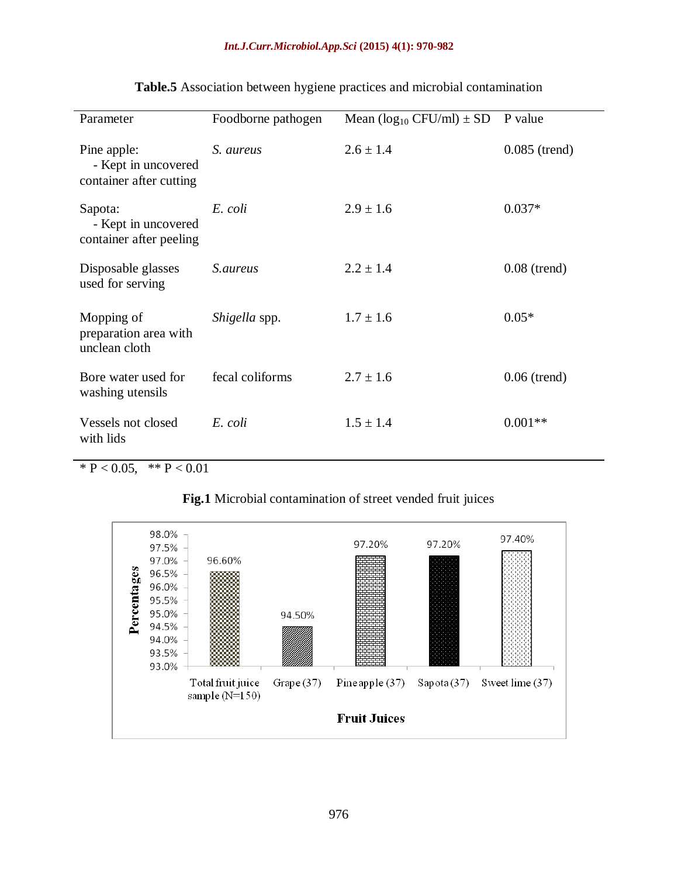**Table.5** Association between hygiene practices and microbial contamination

| Parameter | Foodborne pathogen | Mean ($\log_{10}$ CFU/ml) ± SD | P value |
|---|---|---|---|
| Pine apple: - Kept in uncovered container after cutting | *S. aureus* | 2.6 ± 1.4 | 0.085 (trend) |
| Sapota: - Kept in uncovered container after peeling | *E. coli* | 2.9 ± 1.6 | 0.037* |
| Disposable glasses used for serving | *S.aureus* | 2.2 ± 1.4 | 0.08 (trend) |
| Mopping of preparation area with unclean cloth | *Shigella* spp. | 1.7 ± 1.6 | 0.05* |
| Bore water used for washing utensils | fecal coliforms | 2.7 ± 1.6 | 0.06 (trend) |
| Vessels not closed with lids | *E. coli* | 1.5 ± 1.4 | 0.001** |

* $P < 0.05$, ** $P < 0.01$

**Fig.1** Microbial contamination of street vended fruit juices

| Fruit Juices | Percentages |
|---|---|
| Total fruit juice sample (N=150) | 96.60% |
| Grape (37) | 94.50% |
| Pine apple (37) | 97.20% |
| Sapota (37) | 97.20% |
| Sweet lime (37) | 97.40% |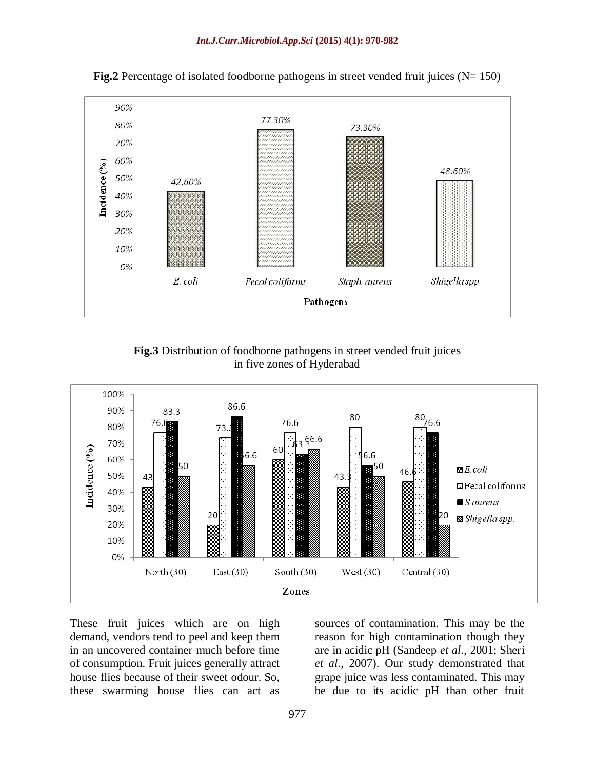**Fig.2** Percentage of isolated foodborne pathogens in street vended fruit juices (N= 150)

**Fig.3** Distribution of foodborne pathogens in street vended fruit juices in five zones of Hyderabad

These fruit juices which are on high demand, vendors tend to peel and keep them in an uncovered container much before time of consumption. Fruit juices generally attract house flies because of their sweet odour. So, these swarming house flies can act as sources of contamination. This may be the reason for high contamination though they are in acidic pH (Sandeep *et al.*, 2001; Sheri *et al.*, 2007). Our study demonstrated that grape juice was less contaminated. This may be due to its acidic pH than other fruit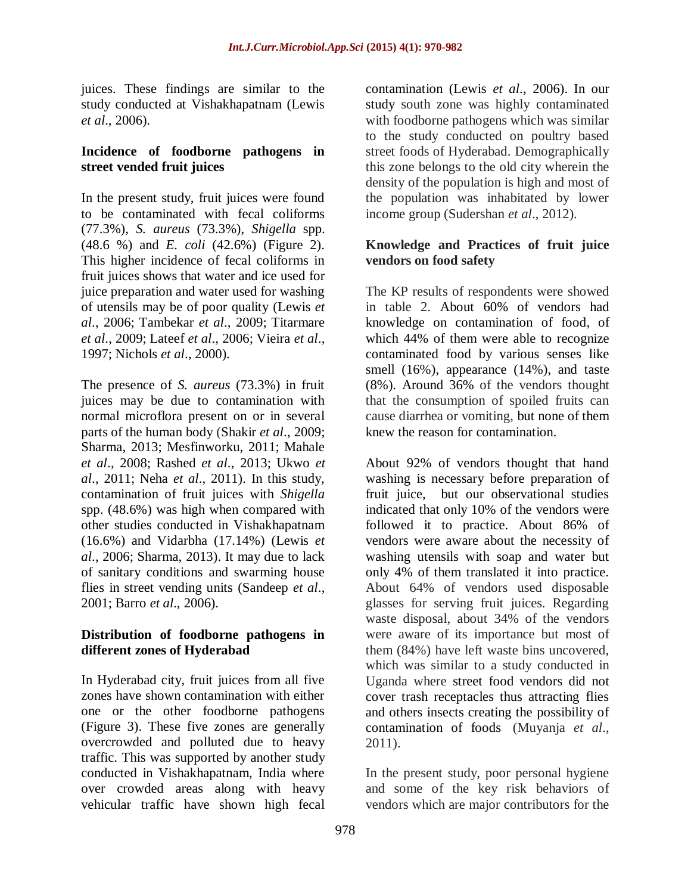juices. These findings are similar to the study conducted at Vishakhapatnam (Lewis *et al*., 2006).

### Incidence of foodborne pathogens in street vended fruit juices

In the present study, fruit juices were found to be contaminated with fecal coliforms (77.3%), *S. aureus* (73.3%), *Shigella* spp. (48.6 %) and *E. coli* (42.6%) (Figure 2). This higher incidence of fecal coliforms in fruit juices shows that water and ice used for juice preparation and water used for washing of utensils may be of poor quality (Lewis *et al*., 2006; Tambekar *et al*., 2009; Titarmare *et al*., 2009; Lateef *et al*., 2006; Vieira *et al*., 1997; Nichols *et al*., 2000).

The presence of *S. aureus* (73.3%) in fruit juices may be due to contamination with normal microflora present on or in several parts of the human body (Shakir *et al*., 2009; Sharma, 2013; Mesfinworku, 2011; Mahale *et al*., 2008; Rashed *et al*., 2013; Ukwo *et al*., 2011; Neha *et al*., 2011). In this study, contamination of fruit juices with *Shigella* spp. (48.6%) was high when compared with other studies conducted in Vishakhapatnam (16.6%) and Vidarbha (17.14%) (Lewis *et al*., 2006; Sharma, 2013). It may due to lack of sanitary conditions and swarming house flies in street vending units (Sandeep *et al*., 2001; Barro *et al*., 2006).

### Distribution of foodborne pathogens in different zones of Hyderabad

In Hyderabad city, fruit juices from all five zones have shown contamination with either one or the other foodborne pathogens (Figure 3). These five zones are generally overcrowded and polluted due to heavy traffic. This was supported by another study conducted in Vishakhapatnam, India where over crowded areas along with heavy vehicular traffic have shown high fecal contamination (Lewis *et al*., 2006). In our study south zone was highly contaminated with foodborne pathogens which was similar to the study conducted on poultry based street foods of Hyderabad. Demographically this zone belongs to the old city wherein the density of the population is high and most of the population was inhabitated by lower income group (Sudershan *et al*., 2012).

### Knowledge and Practices of fruit juice vendors on food safety

The KP results of respondents were showed in table 2. About 60% of vendors had knowledge on contamination of food, of which 44% of them were able to recognize contaminated food by various senses like smell (16%), appearance (14%), and taste (8%). Around 36% of the vendors thought that the consumption of spoiled fruits can cause diarrhea or vomiting, but none of them knew the reason for contamination.

About 92% of vendors thought that hand washing is necessary before preparation of fruit juice, but our observational studies indicated that only 10% of the vendors were followed it to practice. About 86% of vendors were aware about the necessity of washing utensils with soap and water but only 4% of them translated it into practice. About 64% of vendors used disposable glasses for serving fruit juices. Regarding waste disposal, about 34% of the vendors were aware of its importance but most of them (84%) have left waste bins uncovered, which was similar to a study conducted in Uganda where street food vendors did not cover trash receptacles thus attracting flies and others insects creating the possibility of contamination of foods (Muyanja *et al*., 2011).

In the present study, poor personal hygiene and some of the key risk behaviors of vendors which are major contributors for the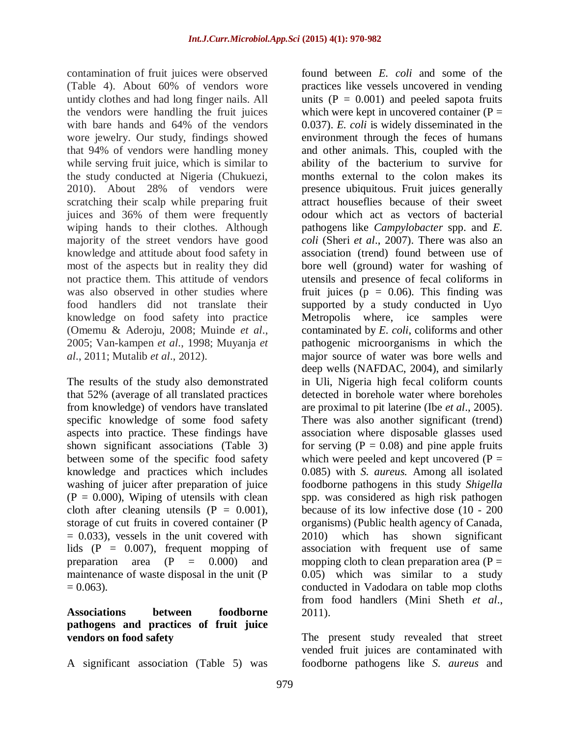contamination of fruit juices were observed (Table 4). About 60% of vendors wore untidy clothes and had long finger nails. All the vendors were handling the fruit juices with bare hands and 64% of the vendors wore jewelry. Our study, findings showed that 94% of vendors were handling money while serving fruit juice, which is similar to the study conducted at Nigeria (Chukuezi, 2010). About 28% of vendors were scratching their scalp while preparing fruit juices and 36% of them were frequently wiping hands to their clothes. Although majority of the street vendors have good knowledge and attitude about food safety in most of the aspects but in reality they did not practice them. This attitude of vendors was also observed in other studies where food handlers did not translate their knowledge on food safety into practice (Omemu & Aderoju, 2008; Muinde *et al*., 2005; Van-kampen *et al*., 1998; Muyanja *et al*., 2011; Mutalib *et al*., 2012).

The results of the study also demonstrated that 52% (average of all translated practices from knowledge) of vendors have translated specific knowledge of some food safety aspects into practice. These findings have shown significant associations (Table 3) between some of the specific food safety knowledge and practices which includes washing of juicer after preparation of juice ($P = 0.000$), Wiping of utensils with clean cloth after cleaning utensils ($P = 0.001$), storage of cut fruits in covered container ($P = 0.033$), vessels in the unit covered with lids ($P = 0.007$), frequent mopping of preparation area ($P = 0.000$) and maintenance of waste disposal in the unit ($P = 0.063$).

**Associations between foodborne pathogens and practices of fruit juice vendors on food safety**

A significant association (Table 5) was found between *E. coli* and some of the practices like vessels uncovered in vending units ($P = 0.001$) and peeled sapota fruits which were kept in uncovered container ($P = 0.037$). *E. coli* is widely disseminated in the environment through the feces of humans and other animals. This, coupled with the ability of the bacterium to survive for months external to the colon makes its presence ubiquitous. Fruit juices generally attract houseflies because of their sweet odour which act as vectors of bacterial pathogens like *Campylobacter* spp. and *E. coli* (Sheri *et al*., 2007). There was also an association (trend) found between use of bore well (ground) water for washing of utensils and presence of fecal coliforms in fruit juices ($p = 0.06$). This finding was supported by a study conducted in Uyo Metropolis where, ice samples were contaminated by *E. coli*, coliforms and other pathogenic microorganisms in which the major source of water was bore wells and deep wells (NAFDAC, 2004), and similarly in Uli, Nigeria high fecal coliform counts detected in borehole water where boreholes are proximal to pit laterine (Ibe *et al*., 2005). There was also another significant (trend) association where disposable glasses used for serving ($P = 0.08$) and pine apple fruits which were peeled and kept uncovered ($P = 0.085$) with *S. aureus.* Among all isolated foodborne pathogens in this study *Shigella* spp. was considered as high risk pathogen because of its low infective dose (10 - 200 organisms) (Public health agency of Canada, 2010) which has shown significant association with frequent use of same mopping cloth to clean preparation area ($P = 0.05$) which was similar to a study conducted in Vadodara on table mop cloths from food handlers (Mini Sheth *et al*., 2011).

The present study revealed that street vended fruit juices are contaminated with foodborne pathogens like *S. aureus* and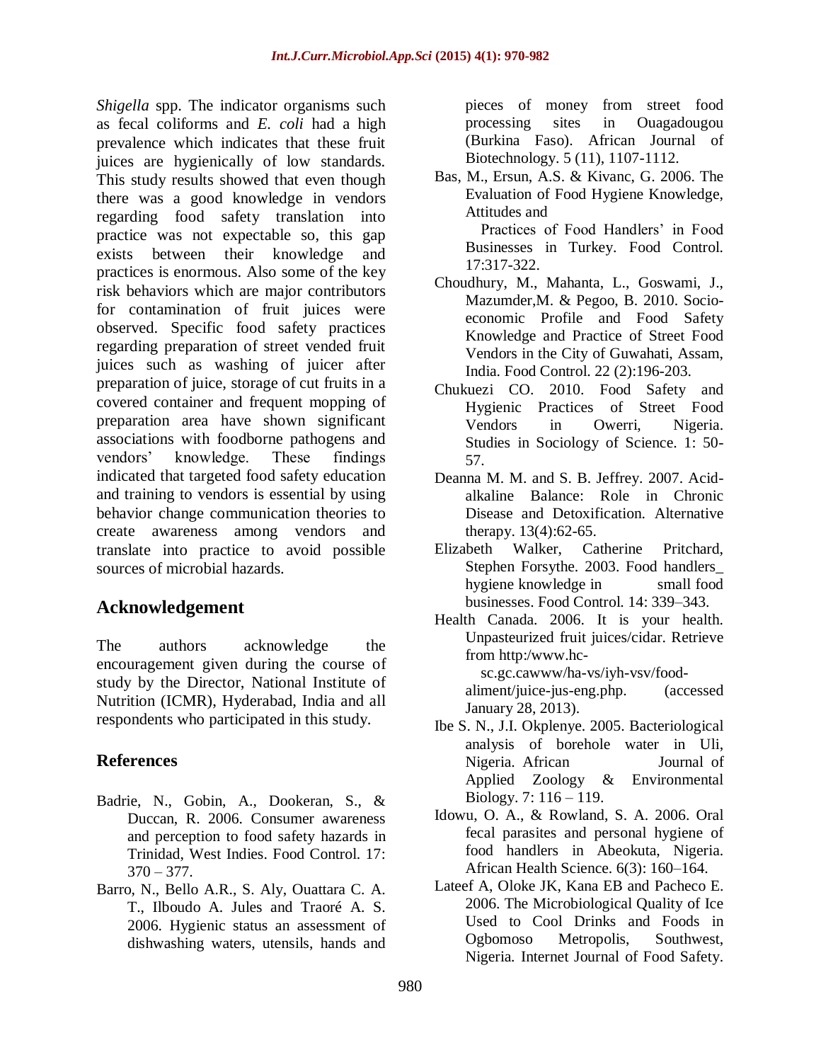*Shigella* spp. The indicator organisms such as fecal coliforms and *E. coli* had a high prevalence which indicates that these fruit juices are hygienically of low standards. This study results showed that even though there was a good knowledge in vendors regarding food safety translation into practice was not expectable so, this gap exists between their knowledge and practices is enormous. Also some of the key risk behaviors which are major contributors for contamination of fruit juices were observed. Specific food safety practices regarding preparation of street vended fruit juices such as washing of juicer after preparation of juice, storage of cut fruits in a covered container and frequent mopping of preparation area have shown significant associations with foodborne pathogens and vendors' knowledge. These findings indicated that targeted food safety education and training to vendors is essential by using behavior change communication theories to create awareness among vendors and translate into practice to avoid possible sources of microbial hazards.

## Acknowledgement

The authors acknowledge the encouragement given during the course of study by the Director, National Institute of Nutrition (ICMR), Hyderabad, India and all respondents who participated in this study.

## References

Badrie, N., Gobin, A., Dookeran, S., & Duccan, R. 2006. Consumer awareness and perception to food safety hazards in Trinidad, West Indies. Food Control. 17: 370 – 377.

Barro, N., Bello A.R., S. Aly, Ouattara C. A. T., Ilboudo A. Jules and Traoré A. S. 2006. Hygienic status an assessment of dishwashing waters, utensils, hands and pieces of money from street food processing sites in Ouagadougou (Burkina Faso). African Journal of Biotechnology. 5 (11), 1107-1112.

Bas, M., Ersun, A.S. & Kivanc, G. 2006. The Evaluation of Food Hygiene Knowledge, Attitudes and Practices of Food Handlers' in Food Businesses in Turkey. Food Control. 17:317-322.

Choudhury, M., Mahanta, L., Goswami, J., Mazumder,M. & Pegoo, B. 2010. Socio-economic Profile and Food Safety Knowledge and Practice of Street Food Vendors in the City of Guwahati, Assam, India. Food Control. 22 (2):196-203.

Chukuezi CO. 2010. Food Safety and Hygienic Practices of Street Food Vendors in Owerri, Nigeria. Studies in Sociology of Science. 1: 50-57.

Deanna M. M. and S. B. Jeffrey. 2007. Acid-alkaline Balance: Role in Chronic Disease and Detoxification. Alternative therapy. 13(4):62-65.

Elizabeth Walker, Catherine Pritchard, Stephen Forsythe. 2003. Food handlers_ hygiene knowledge in small food businesses. Food Control. 14: 339–343.

Health Canada. 2006. It is your health. Unpasteurized fruit juices/cidar. Retrieve from http:/www.hc-sc.gc.cawww/ha-vs/iyh-vsv/food-aliment/juice-jus-eng.php. (accessed January 28, 2013).

Ibe S. N., J.I. Okplenye. 2005. Bacteriological analysis of borehole water in Uli, Nigeria. African Journal of Applied Zoology & Environmental Biology. 7: 116 – 119.

Idowu, O. A., & Rowland, S. A. 2006. Oral fecal parasites and personal hygiene of food handlers in Abeokuta, Nigeria. African Health Science. 6(3): 160–164.

Lateef A, Oloke JK, Kana EB and Pacheco E. 2006. The Microbiological Quality of Ice Used to Cool Drinks and Foods in Ogbomoso Metropolis, Southwest, Nigeria. Internet Journal of Food Safety.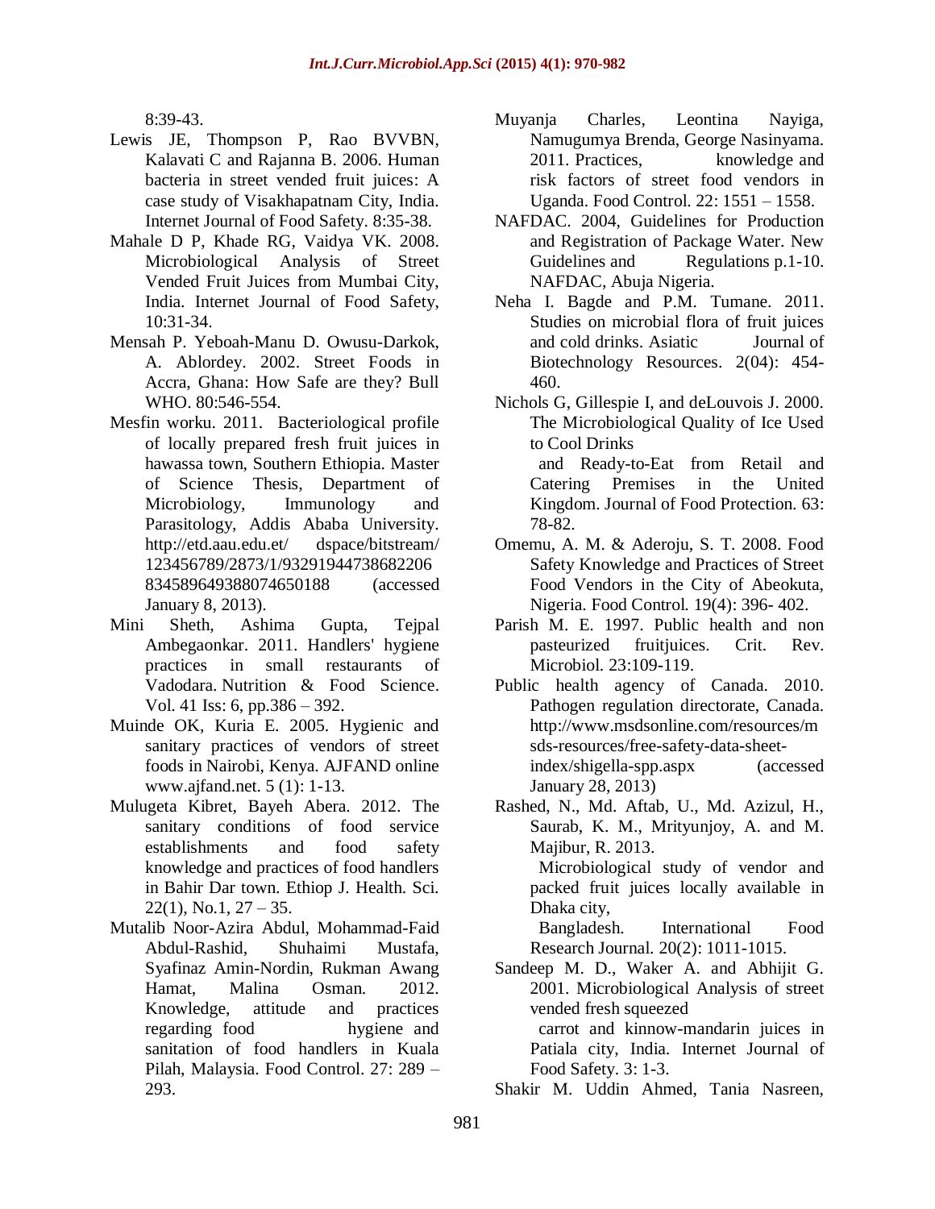8:39-43.

Lewis JE, Thompson P, Rao BVVBN, Kalavati C and Rajanna B. 2006. Human bacteria in street vended fruit juices: A case study of Visakhapatnam City, India. Internet Journal of Food Safety. 8:35-38.

Mahale D P, Khade RG, Vaidya VK. 2008. Microbiological Analysis of Street Vended Fruit Juices from Mumbai City, India. Internet Journal of Food Safety, 10:31-34.

Mensah P. Yeboah-Manu D. Owusu-Darkok, A. Ablordey. 2002. Street Foods in Accra, Ghana: How Safe are they? Bull WHO. 80:546-554.

Mesfin worku. 2011. Bacteriological profile of locally prepared fresh fruit juices in hawassa town, Southern Ethiopia. Master of Science Thesis, Department of Microbiology, Immunology and Parasitology, Addis Ababa University. http://etd.aau.edu.et/ dspace/bitstream/ 123456789/2873/1/93291944738682206 834589649388074650188 (accessed January 8, 2013).

Mini Sheth, Ashima Gupta, Tejpal Ambegaonkar. 2011. Handlers' hygiene practices in small restaurants of Vadodara. Nutrition & Food Science. Vol. 41 Iss: 6, pp.386 – 392.

Muinde OK, Kuria E. 2005. Hygienic and sanitary practices of vendors of street foods in Nairobi, Kenya. AJFAND online www.ajfand.net. 5 (1): 1-13.

Mulugeta Kibret, Bayeh Abera. 2012. The sanitary conditions of food service establishments and food safety knowledge and practices of food handlers in Bahir Dar town. Ethiop J. Health. Sci. 22(1), No.1, 27 – 35.

Mutalib Noor-Azira Abdul, Mohammad-Faid Abdul-Rashid, Shuhaimi Mustafa, Syafinaz Amin-Nordin, Rukman Awang Hamat, Malina Osman. 2012. Knowledge, attitude and practices regarding food hygiene and sanitation of food handlers in Kuala Pilah, Malaysia. Food Control. 27: 289 – 293.

Muyanja Charles, Leontina Nayiga, Namugumya Brenda, George Nasinyama. 2011. Practices, knowledge and risk factors of street food vendors in Uganda. Food Control. 22: 1551 – 1558.

NAFDAC. 2004, Guidelines for Production and Registration of Package Water. New Guidelines and Regulations p.1-10. NAFDAC, Abuja Nigeria.

Neha I. Bagde and P.M. Tumane. 2011. Studies on microbial flora of fruit juices and cold drinks. Asiatic Journal of Biotechnology Resources. 2(04): 454-460.

Nichols G, Gillespie I, and deLouvois J. 2000. The Microbiological Quality of Ice Used to Cool Drinks and Ready-to-Eat from Retail and Catering Premises in the United Kingdom. Journal of Food Protection. 63: 78-82.

Omemu, A. M. & Aderoju, S. T. 2008. Food Safety Knowledge and Practices of Street Food Vendors in the City of Abeokuta, Nigeria. Food Control. 19(4): 396- 402.

Parish M. E. 1997. Public health and non pasteurized fruitjuices. Crit. Rev. Microbiol. 23:109-119.

Public health agency of Canada. 2010. Pathogen regulation directorate, Canada. http://www.msdsonline.com/resources/msds-resources/free-safety-data-sheet-index/shigella-spp.aspx (accessed January 28, 2013)

Rashed, N., Md. Aftab, U., Md. Azizul, H., Saurab, K. M., Mrityunjoy, A. and M. Majibur, R. 2013. Microbiological study of vendor and packed fruit juices locally available in Dhaka city, Bangladesh. International Food Research Journal. 20(2): 1011-1015.

Sandeep M. D., Waker A. and Abhijit G. 2001. Microbiological Analysis of street vended fresh squeezed carrot and kinnow-mandarin juices in Patiala city, India. Internet Journal of Food Safety. 3: 1-3.

Shakir M. Uddin Ahmed, Tania Nasreen,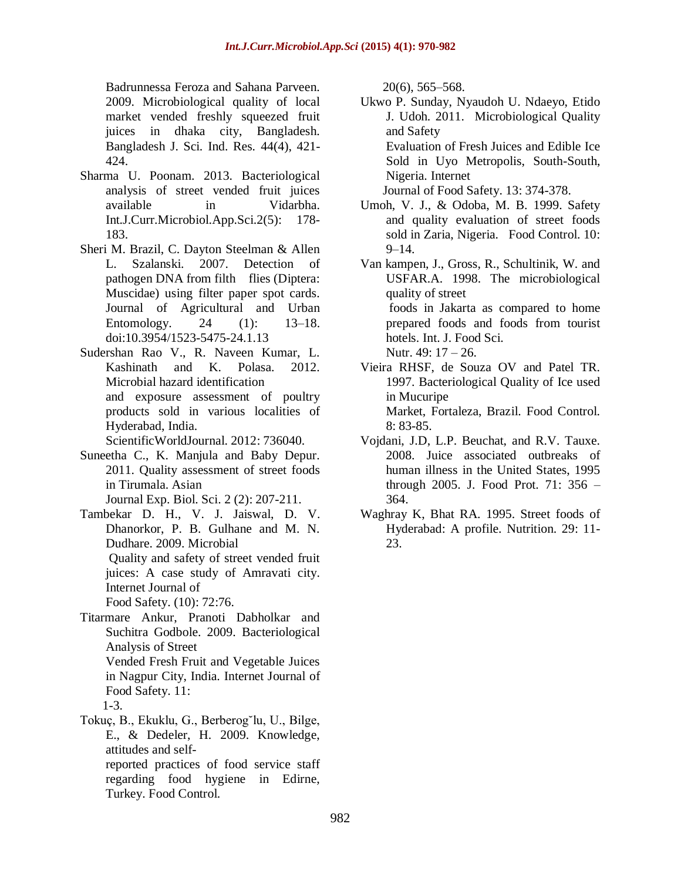Badrunnessa Feroza and Sahana Parveen. 2009. Microbiological quality of local market vended freshly squeezed fruit juices in dhaka city, Bangladesh. Bangladesh J. Sci. Ind. Res. 44(4), 421-424.

Sharma U. Poonam. 2013. Bacteriological analysis of street vended fruit juices available in Vidarbha. Int.J.Curr.Microbiol.App.Sci.2(5): 178-183.

Sheri M. Brazil, C. Dayton Steelman & Allen L. Szalanski. 2007. Detection of pathogen DNA from filth flies (Diptera: Muscidae) using filter paper spot cards. Journal of Agricultural and Urban Entomology. 24 (1): 13–18. doi:10.3954/1523-5475-24.1.13

Sudershan Rao V., R. Naveen Kumar, L. Kashinath and K. Polasa. 2012. Microbial hazard identification and exposure assessment of poultry products sold in various localities of Hyderabad, India. ScientificWorldJournal. 2012: 736040.

Suneetha C., K. Manjula and Baby Depur. 2011. Quality assessment of street foods in Tirumala. Asian Journal Exp. Biol. Sci. 2 (2): 207-211.

Tambekar D. H., V. J. Jaiswal, D. V. Dhanorkor, P. B. Gulhane and M. N. Dudhare. 2009. Microbial Quality and safety of street vended fruit juices: A case study of Amravati city. Internet Journal of Food Safety. (10): 72:76.

Titarmare Ankur, Pranoti Dabholkar and Suchitra Godbole. 2009. Bacteriological Analysis of Street Vended Fresh Fruit and Vegetable Juices in Nagpur City, India. Internet Journal of Food Safety. 11: 1-3.

Tokuç, B., Ekuklu, G., Berberoğlu, U., Bilge, E., & Dedeler, H. 2009. Knowledge, attitudes and self-reported practices of food service staff regarding food hygiene in Edirne, Turkey. Food Control. 20(6), 565–568.

Ukwo P. Sunday, Nyaudoh U. Ndaeyo, Etido J. Udoh. 2011. Microbiological Quality and Safety Evaluation of Fresh Juices and Edible Ice Sold in Uyo Metropolis, South-South, Nigeria. Internet Journal of Food Safety. 13: 374-378.

Umoh, V. J., & Odoba, M. B. 1999. Safety and quality evaluation of street foods sold in Zaria, Nigeria. Food Control. 10: 9–14.

Van kampen, J., Gross, R., Schultinik, W. and USFAR.A. 1998. The microbiological quality of street foods in Jakarta as compared to home prepared foods and foods from tourist hotels. Int. J. Food Sci. Nutr. 49: 17 – 26.

Vieira RHSF, de Souza OV and Patel TR. 1997. Bacteriological Quality of Ice used in Mucuripe Market, Fortaleza, Brazil. Food Control. 8: 83-85.

Vojdani, J.D, L.P. Beuchat, and R.V. Tauxe. 2008. Juice associated outbreaks of human illness in the United States, 1995 through 2005. J. Food Prot. 71: 356 – 364.

Waghray K, Bhat RA. 1995. Street foods of Hyderabad: A profile. Nutrition. 29: 11-23.